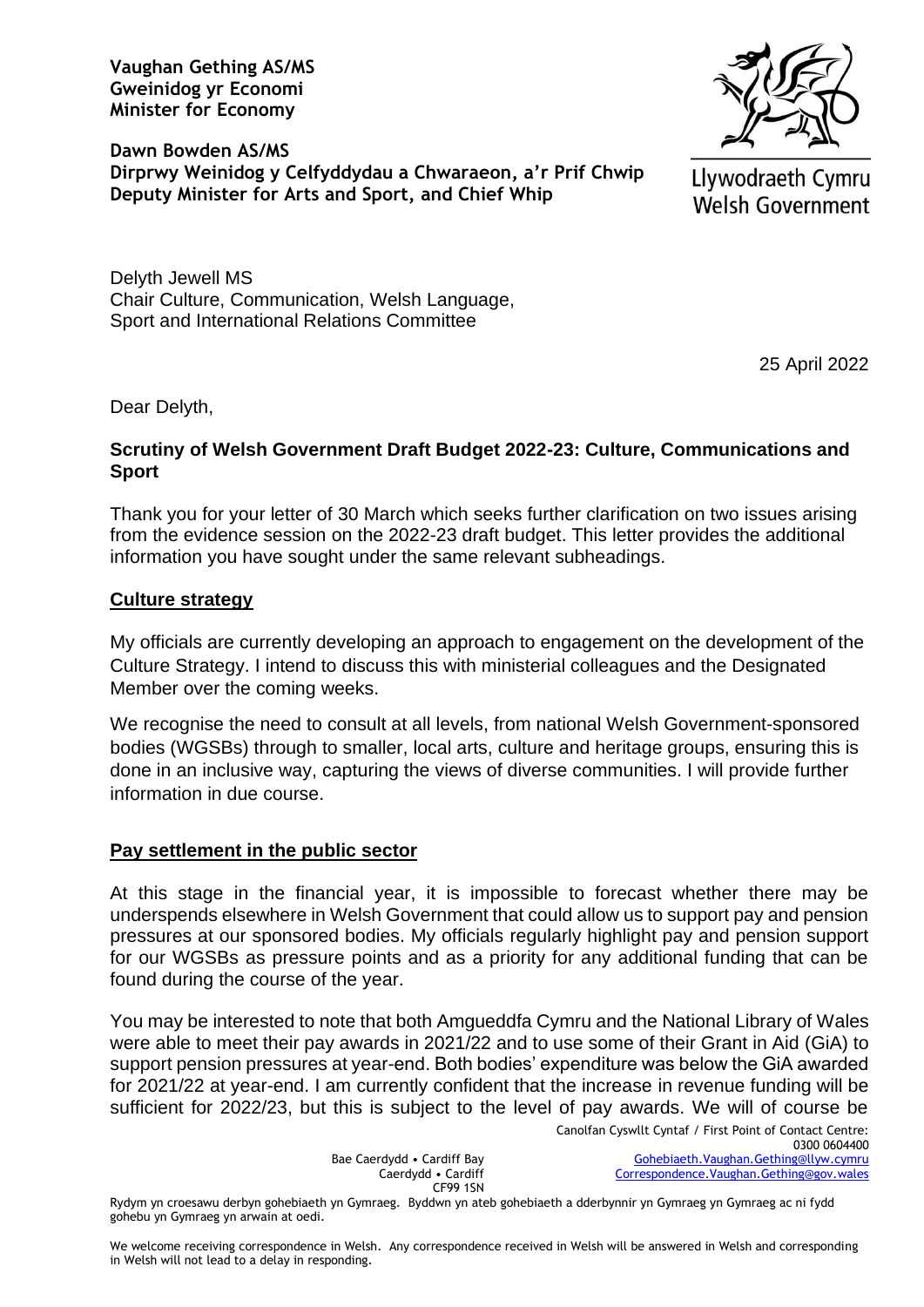**Vaughan Gething AS/MS**
**Gweinidog yr Economi**
**Minister for Economy**

**Dawn Bowden AS/MS**
**Dirprwy Weinidog y Celfyddydau a Chwaraeon, a'r Prif Chwip**
**Deputy Minister for Arts and Sport, and Chief Whip**

Llywodraeth Cymru
Welsh Government

Delyth Jewell MS
Chair Culture, Communication, Welsh Language, Sport and International Relations Committee

25 April 2022

Dear Delyth,

**Scrutiny of Welsh Government Draft Budget 2022-23: Culture, Communications and Sport**

Thank you for your letter of 30 March which seeks further clarification on two issues arising from the evidence session on the 2022-23 draft budget. This letter provides the additional information you have sought under the same relevant subheadings.

**Culture strategy**

My officials are currently developing an approach to engagement on the development of the Culture Strategy. I intend to discuss this with ministerial colleagues and the Designated Member over the coming weeks.

We recognise the need to consult at all levels, from national Welsh Government-sponsored bodies (WGSBs) through to smaller, local arts, culture and heritage groups, ensuring this is done in an inclusive way, capturing the views of diverse communities. I will provide further information in due course.

**Pay settlement in the public sector**

At this stage in the financial year, it is impossible to forecast whether there may be underspends elsewhere in Welsh Government that could allow us to support pay and pension pressures at our sponsored bodies. My officials regularly highlight pay and pension support for our WGSBs as pressure points and as a priority for any additional funding that can be found during the course of the year.

You may be interested to note that both Amgueddfa Cymru and the National Library of Wales were able to meet their pay awards in 2021/22 and to use some of their Grant in Aid (GiA) to support pension pressures at year-end. Both bodies' expenditure was below the GiA awarded for 2021/22 at year-end. I am currently confident that the increase in revenue funding will be sufficient for 2022/23, but this is subject to the level of pay awards. We will of course be

Bae Caerdydd • Cardiff Bay
Caerdydd • Cardiff
CF99 1SN

Canolfan Cyswllt Cyntaf / First Point of Contact Centre:
0300 0604400
Gohebiaeth.Vaughan.Gething@llyw.cymru
Correspondence.Vaughan.Gething@gov.wales

Rydym yn croesawu derbyn gohebiaeth yn Gymraeg. Byddwn yn ateb gohebiaeth a dderbynnir yn Gymraeg yn Gymraeg ac ni fydd gohebu yn Gymraeg yn arwain at oedi.

We welcome receiving correspondence in Welsh. Any correspondence received in Welsh will be answered in Welsh and corresponding in Welsh will not lead to a delay in responding.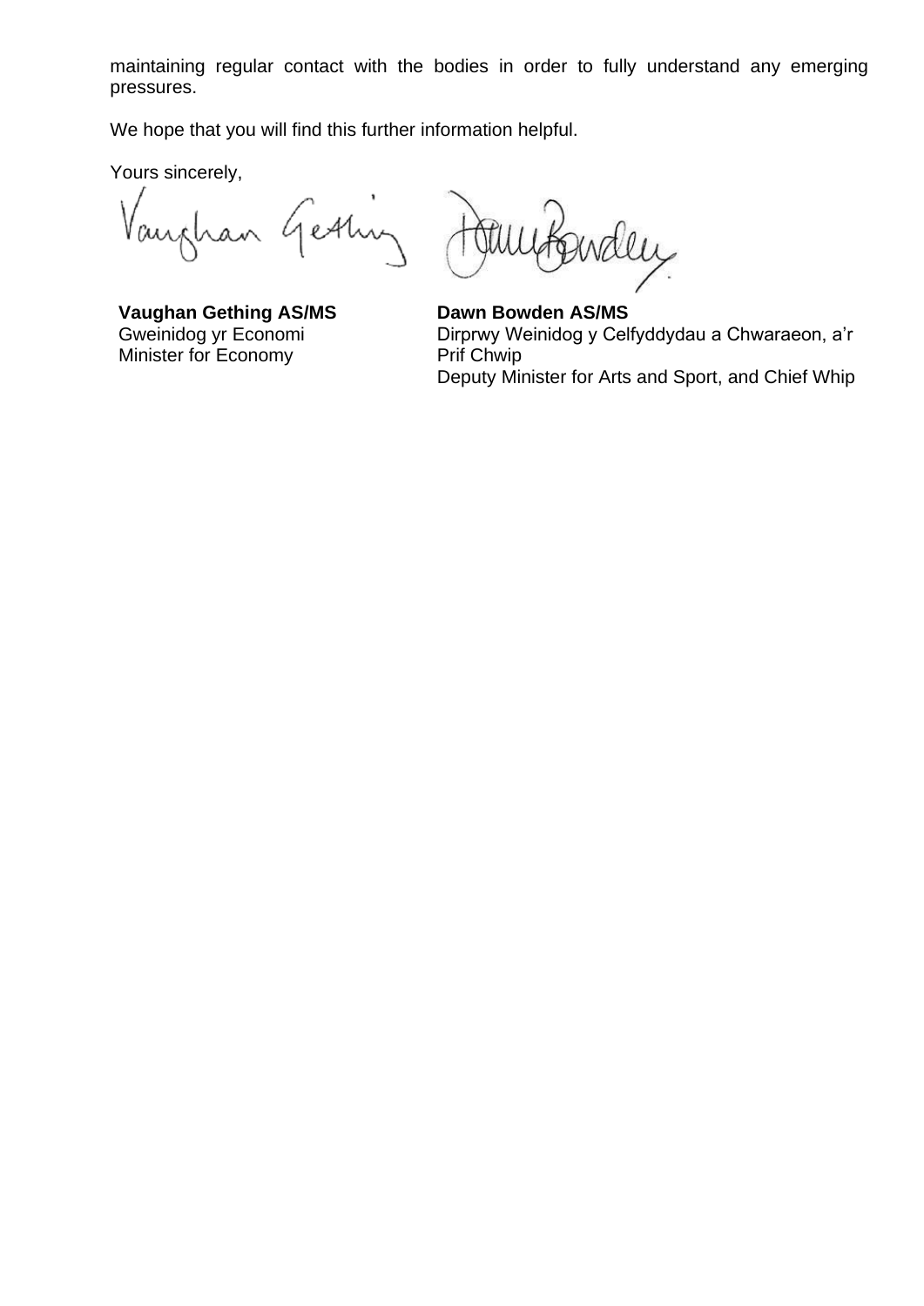maintaining regular contact with the bodies in order to fully understand any emerging pressures.

We hope that you will find this further information helpful.

Yours sincerely,

**Vaughan Gething AS/MS**
Gweinidog yr Economi
Minister for Economy

**Dawn Bowden AS/MS**
Dirprwy Weinidog y Celfyddydau a Chwaraeon, a'r Prif Chwip
Deputy Minister for Arts and Sport, and Chief Whip